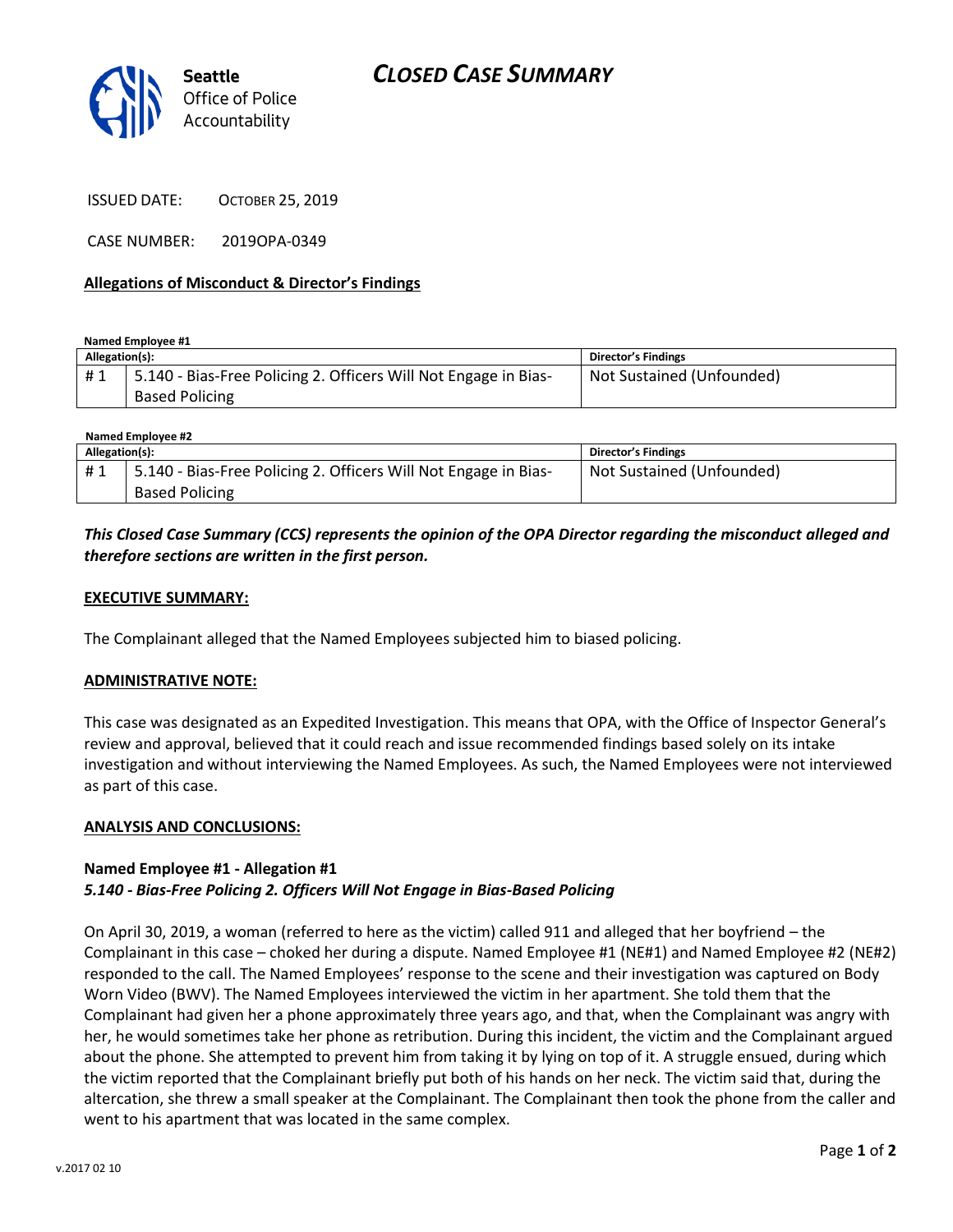Seattle Office of Police Accountability

# CLOSED CASE SUMMARY

ISSUED DATE: OCTOBER 25, 2019

CASE NUMBER: 2019OPA-0349

## Allegations of Misconduct & Director's Findings

**Named Employee #1**

| Allegation(s): | | Director's Findings |
|---|---|---|
| # 1 | 5.140 - Bias-Free Policing 2. Officers Will Not Engage in Bias-Based Policing | Not Sustained (Unfounded) |

**Named Employee #2**

| Allegation(s): | | Director's Findings |
|---|---|---|
| # 1 | 5.140 - Bias-Free Policing 2. Officers Will Not Engage in Bias-Based Policing | Not Sustained (Unfounded) |

***This Closed Case Summary (CCS) represents the opinion of the OPA Director regarding the misconduct alleged and therefore sections are written in the first person.***

**EXECUTIVE SUMMARY:**

The Complainant alleged that the Named Employees subjected him to biased policing.

**ADMINISTRATIVE NOTE:**

This case was designated as an Expedited Investigation. This means that OPA, with the Office of Inspector General's review and approval, believed that it could reach and issue recommended findings based solely on its intake investigation and without interviewing the Named Employees. As such, the Named Employees were not interviewed as part of this case.

**ANALYSIS AND CONCLUSIONS:**

**Named Employee #1 - Allegation #1**
***5.140 - Bias-Free Policing 2. Officers Will Not Engage in Bias-Based Policing***

On April 30, 2019, a woman (referred to here as the victim) called 911 and alleged that her boyfriend – the Complainant in this case – choked her during a dispute. Named Employee #1 (NE#1) and Named Employee #2 (NE#2) responded to the call. The Named Employees' response to the scene and their investigation was captured on Body Worn Video (BWV). The Named Employees interviewed the victim in her apartment. She told them that the Complainant had given her a phone approximately three years ago, and that, when the Complainant was angry with her, he would sometimes take her phone as retribution. During this incident, the victim and the Complainant argued about the phone. She attempted to prevent him from taking it by lying on top of it. A struggle ensued, during which the victim reported that the Complainant briefly put both of his hands on her neck. The victim said that, during the altercation, she threw a small speaker at the Complainant. The Complainant then took the phone from the caller and went to his apartment that was located in the same complex.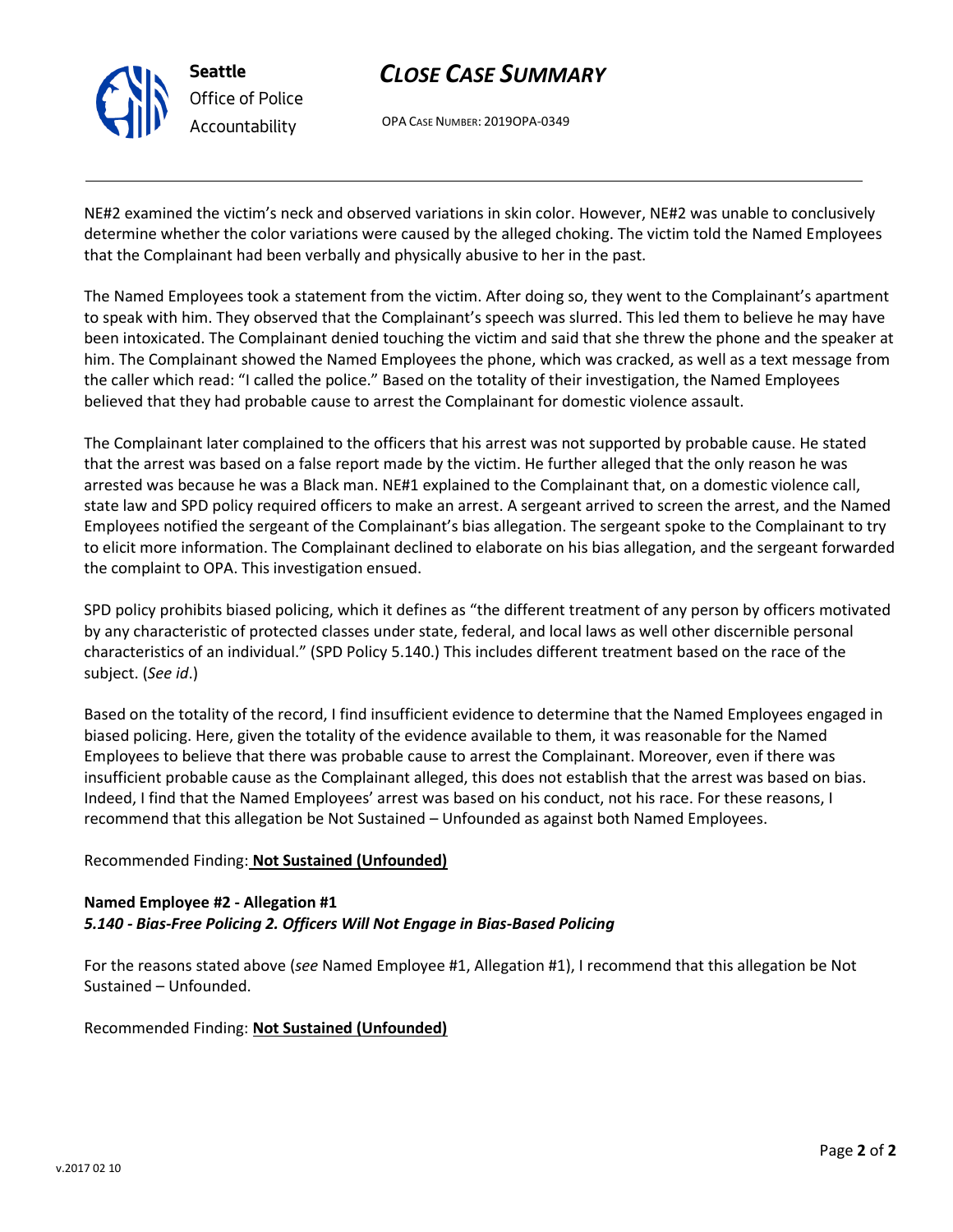NE#2 examined the victim's neck and observed variations in skin color. However, NE#2 was unable to conclusively determine whether the color variations were caused by the alleged choking. The victim told the Named Employees that the Complainant had been verbally and physically abusive to her in the past.

The Named Employees took a statement from the victim. After doing so, they went to the Complainant's apartment to speak with him. They observed that the Complainant's speech was slurred. This led them to believe he may have been intoxicated. The Complainant denied touching the victim and said that she threw the phone and the speaker at him. The Complainant showed the Named Employees the phone, which was cracked, as well as a text message from the caller which read: "I called the police." Based on the totality of their investigation, the Named Employees believed that they had probable cause to arrest the Complainant for domestic violence assault.

The Complainant later complained to the officers that his arrest was not supported by probable cause. He stated that the arrest was based on a false report made by the victim. He further alleged that the only reason he was arrested was because he was a Black man. NE#1 explained to the Complainant that, on a domestic violence call, state law and SPD policy required officers to make an arrest. A sergeant arrived to screen the arrest, and the Named Employees notified the sergeant of the Complainant's bias allegation. The sergeant spoke to the Complainant to try to elicit more information. The Complainant declined to elaborate on his bias allegation, and the sergeant forwarded the complaint to OPA. This investigation ensued.

SPD policy prohibits biased policing, which it defines as "the different treatment of any person by officers motivated by any characteristic of protected classes under state, federal, and local laws as well other discernible personal characteristics of an individual." (SPD Policy 5.140.) This includes different treatment based on the race of the subject. (*See id*.)

Based on the totality of the record, I find insufficient evidence to determine that the Named Employees engaged in biased policing. Here, given the totality of the evidence available to them, it was reasonable for the Named Employees to believe that there was probable cause to arrest the Complainant. Moreover, even if there was insufficient probable cause as the Complainant alleged, this does not establish that the arrest was based on bias. Indeed, I find that the Named Employees' arrest was based on his conduct, not his race. For these reasons, I recommend that this allegation be Not Sustained – Unfounded as against both Named Employees.

Recommended Finding: **Not Sustained (Unfounded)**

**Named Employee #2 - Allegation #1**
***5.140 - Bias-Free Policing 2. Officers Will Not Engage in Bias-Based Policing***

For the reasons stated above (*see* Named Employee #1, Allegation #1), I recommend that this allegation be Not Sustained – Unfounded.

Recommended Finding: **Not Sustained (Unfounded)**